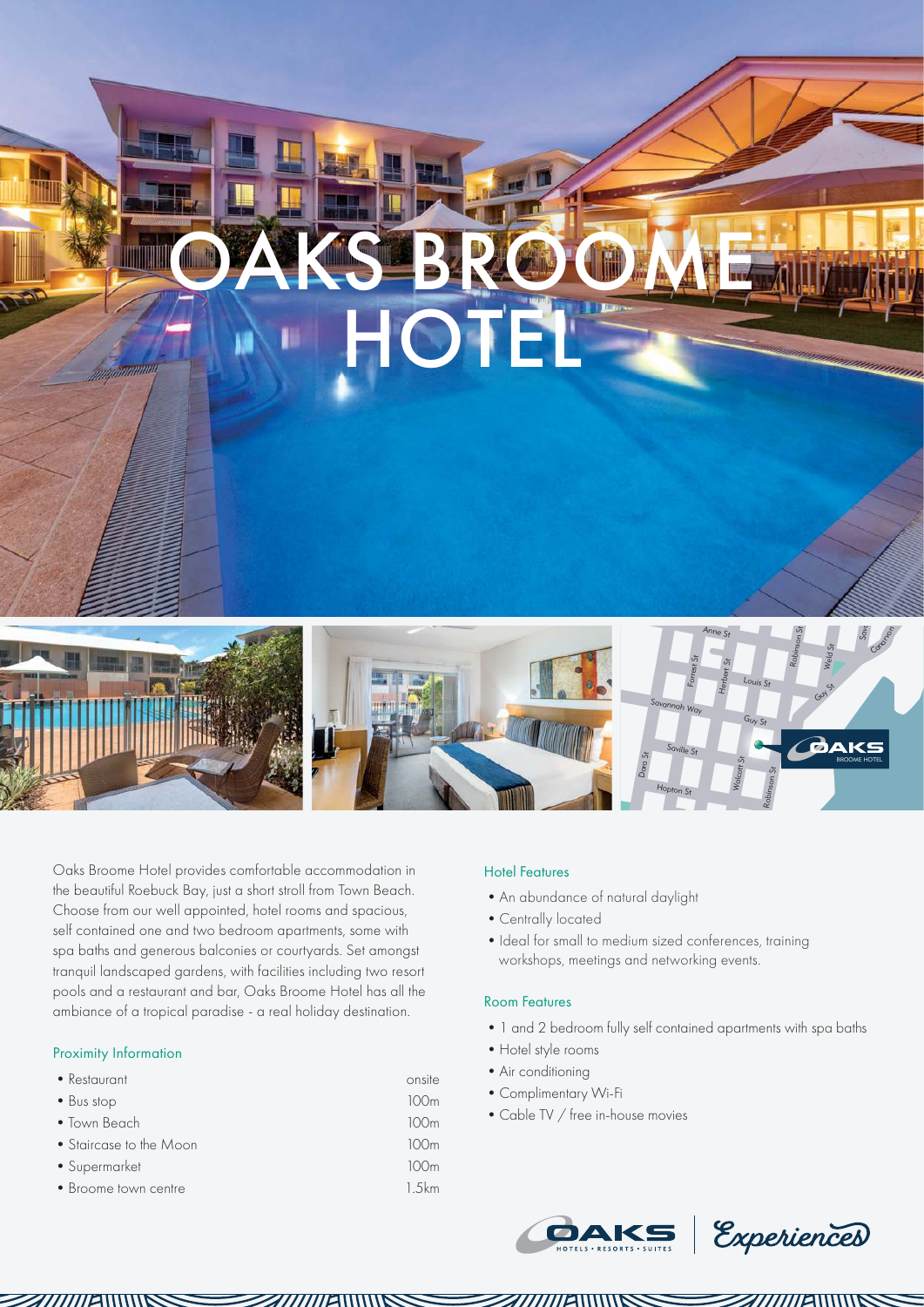# OAKS BROOME HOTEL

Oaks Broome Hotel provides comfortable accommodation in the beautiful Roebuck Bay, just a short stroll from Town Beach. Choose from our well appointed, hotel rooms and spacious, self contained one and two bedroom apartments, some with spa baths and generous balconies or courtyards. Set amongst tranquil landscaped gardens, with facilities including two resort pools and a restaurant and bar, Oaks Broome Hotel has all the ambiance of a tropical paradise - a real holiday destination.

## Proximity Information

| | |
|---|---|
| • Restaurant | onsite |
| • Bus stop | 100m |
| • Town Beach | 100m |
| • Staircase to the Moon | 100m |
| • Supermarket | 100m |
| • Broome town centre | 1.5km |

## Hotel Features

- An abundance of natural daylight
- Centrally located
- Ideal for small to medium sized conferences, training workshops, meetings and networking events.

## Room Features

- 1 and 2 bedroom fully self contained apartments with spa baths
- Hotel style rooms
- Air conditioning
- Complimentary Wi-Fi
- Cable TV / free in-house movies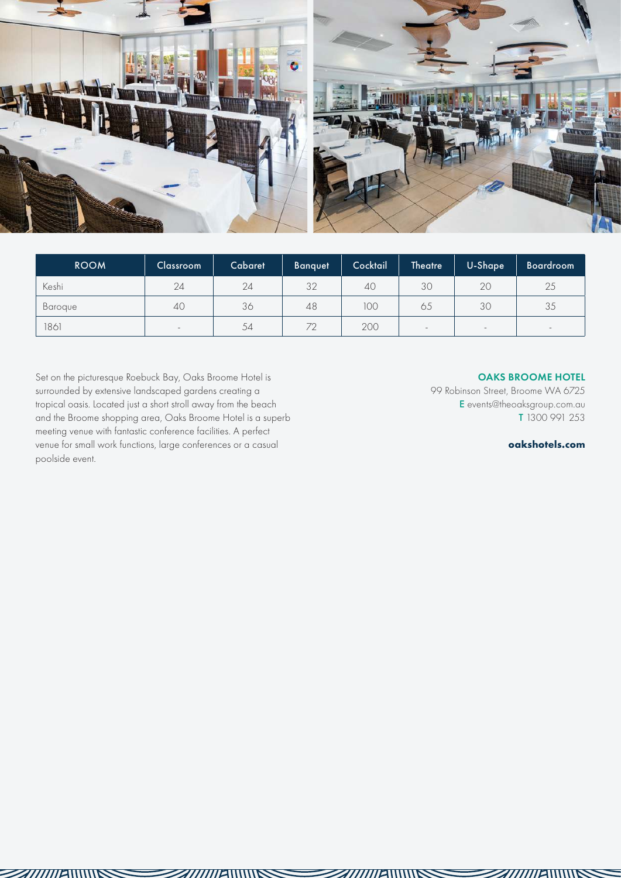| ROOM | Classroom | Cabaret | Banquet | Cocktail | Theatre | U-Shape | Boardroom |
| --- | --- | --- | --- | --- | --- | --- | --- |
| Keshi | 24 | 24 | 32 | 40 | 30 | 20 | 25 |
| Baroque | 40 | 36 | 48 | 100 | 65 | 30 | 35 |
| 1861 | - | 54 | 72 | 200 | - | - | - |

Set on the picturesque Roebuck Bay, Oaks Broome Hotel is surrounded by extensive landscaped gardens creating a tropical oasis. Located just a short stroll away from the beach and the Broome shopping area, Oaks Broome Hotel is a superb meeting venue with fantastic conference facilities. A perfect venue for small work functions, large conferences or a casual poolside event.

**OAKS BROOME HOTEL**

99 Robinson Street, Broome WA 6725

**E** events@theoaksgroup.com.au

**T** 1300 991 253

**oakshotels.com**